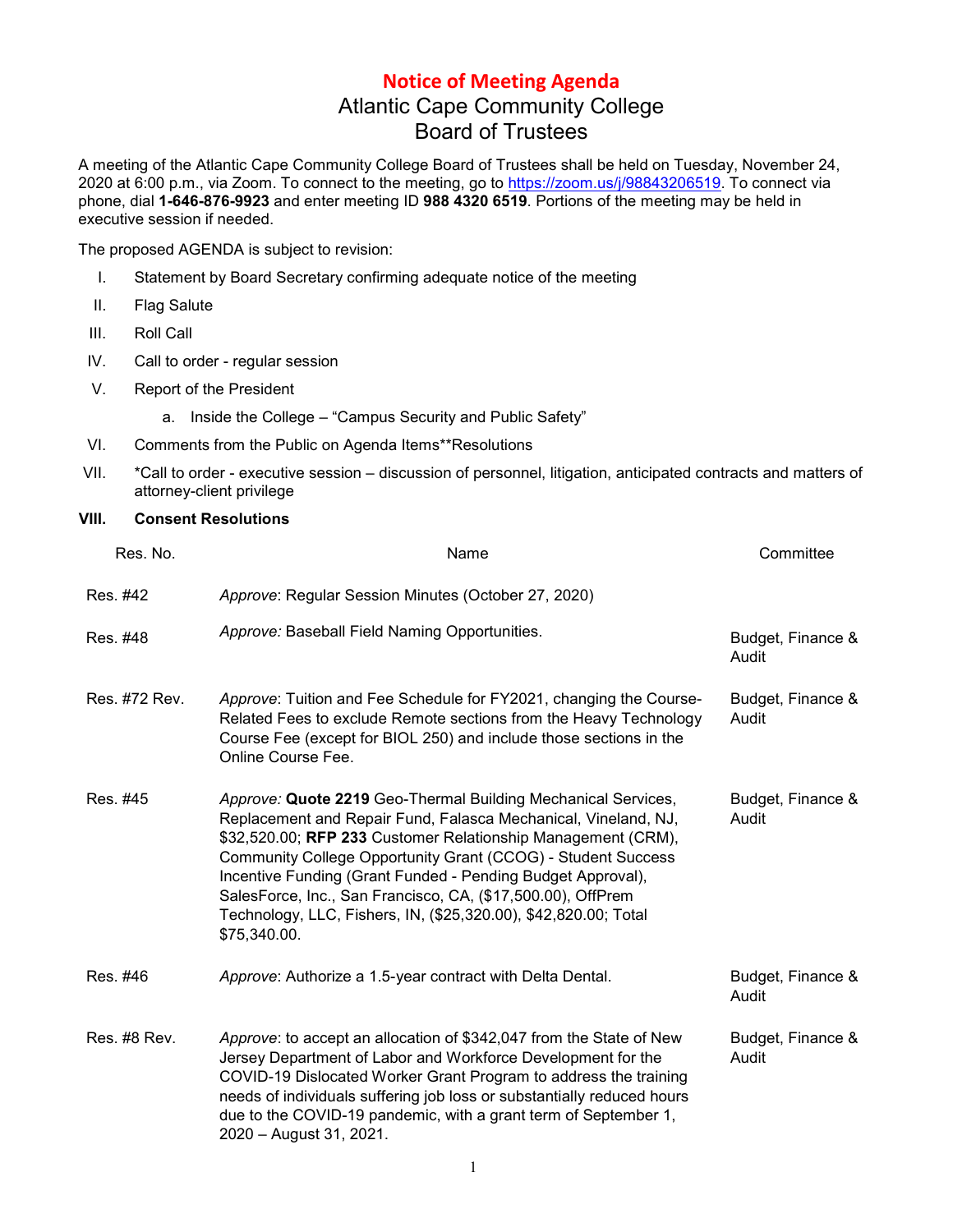# Notice of Meeting Agenda

## Atlantic Cape Community College
## Board of Trustees

A meeting of the Atlantic Cape Community College Board of Trustees shall be held on Tuesday, November 24, 2020 at 6:00 p.m., via Zoom. To connect to the meeting, go to https://zoom.us/j/98843206519. To connect via phone, dial **1-646-876-9923** and enter meeting ID **988 4320 6519**. Portions of the meeting may be held in executive session if needed.

The proposed AGENDA is subject to revision:

I. Statement by Board Secretary confirming adequate notice of the meeting

II. Flag Salute

III. Roll Call

IV. Call to order - regular session

V. Report of the President

   a. Inside the College – "Campus Security and Public Safety"

VI. Comments from the Public on Agenda Items**Resolutions

VII. *Call to order - executive session – discussion of personnel, litigation, anticipated contracts and matters of attorney-client privilege

**VIII. Consent Resolutions**

| Res. No. | Name | Committee |
|---|---|---|
| Res. #42 | *Approve*: Regular Session Minutes (October 27, 2020) | |
| Res. #48 | *Approve:* Baseball Field Naming Opportunities. | Budget, Finance & Audit |
| Res. #72 Rev. | *Approve*: Tuition and Fee Schedule for FY2021, changing the Course-Related Fees to exclude Remote sections from the Heavy Technology Course Fee (except for BIOL 250) and include those sections in the Online Course Fee. | Budget, Finance & Audit |
| Res. #45 | *Approve:* **Quote 2219** Geo-Thermal Building Mechanical Services, Replacement and Repair Fund, Falasca Mechanical, Vineland, NJ, $32,520.00; **RFP 233** Customer Relationship Management (CRM), Community College Opportunity Grant (CCOG) - Student Success Incentive Funding (Grant Funded - Pending Budget Approval), SalesForce, Inc., San Francisco, CA, ($17,500.00), OffPrem Technology, LLC, Fishers, IN, ($25,320.00), $42,820.00; Total $75,340.00. | Budget, Finance & Audit |
| Res. #46 | *Approve*: Authorize a 1.5-year contract with Delta Dental. | Budget, Finance & Audit |
| Res. #8 Rev. | *Approve*: to accept an allocation of $342,047 from the State of New Jersey Department of Labor and Workforce Development for the COVID-19 Dislocated Worker Grant Program to address the training needs of individuals suffering job loss or substantially reduced hours due to the COVID-19 pandemic, with a grant term of September 1, 2020 – August 31, 2021. | Budget, Finance & Audit |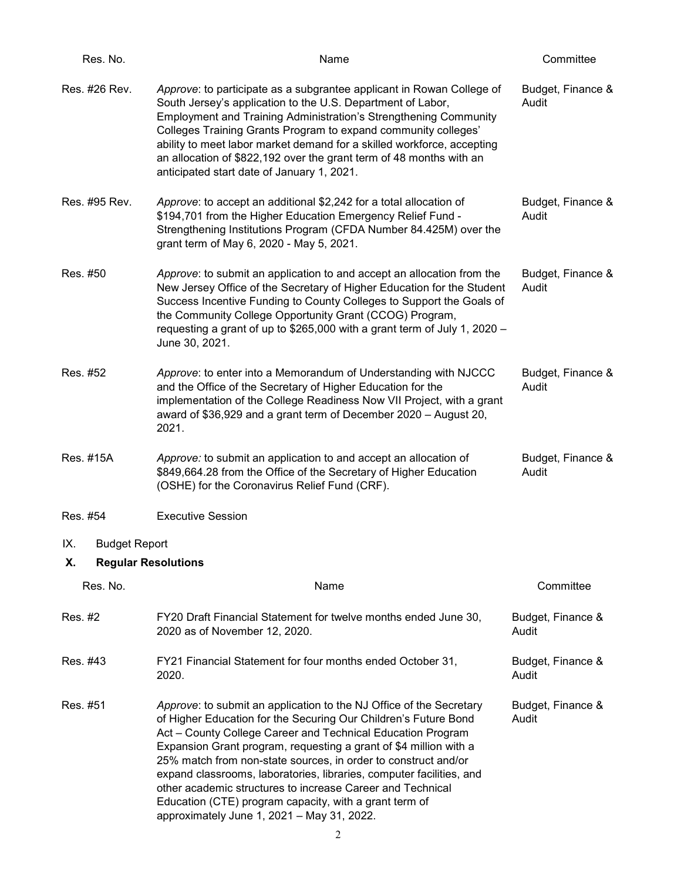| Res. No. | Name | Committee |
|---|---|---|
| Res. #26 Rev. | *Approve*: to participate as a subgrantee applicant in Rowan College of South Jersey's application to the U.S. Department of Labor, Employment and Training Administration's Strengthening Community Colleges Training Grants Program to expand community colleges' ability to meet labor market demand for a skilled workforce, accepting an allocation of $822,192 over the grant term of 48 months with an anticipated start date of January 1, 2021. | Budget, Finance & Audit |
| Res. #95 Rev. | *Approve*: to accept an additional $2,242 for a total allocation of $194,701 from the Higher Education Emergency Relief Fund - Strengthening Institutions Program (CFDA Number 84.425M) over the grant term of May 6, 2020 - May 5, 2021. | Budget, Finance & Audit |
| Res. #50 | *Approve*: to submit an application to and accept an allocation from the New Jersey Office of the Secretary of Higher Education for the Student Success Incentive Funding to County Colleges to Support the Goals of the Community College Opportunity Grant (CCOG) Program, requesting a grant of up to $265,000 with a grant term of July 1, 2020 – June 30, 2021. | Budget, Finance & Audit |
| Res. #52 | *Approve*: to enter into a Memorandum of Understanding with NJCCC and the Office of the Secretary of Higher Education for the implementation of the College Readiness Now VII Project, with a grant award of $36,929 and a grant term of December 2020 – August 20, 2021. | Budget, Finance & Audit |
| Res. #15A | *Approve:* to submit an application to and accept an allocation of $849,664.28 from the Office of the Secretary of Higher Education (OSHE) for the Coronavirus Relief Fund (CRF). | Budget, Finance & Audit |
| Res. #54 | Executive Session | |

IX. Budget Report

## X. Regular Resolutions

| Res. No. | Name | Committee |
|---|---|---|
| Res. #2 | FY20 Draft Financial Statement for twelve months ended June 30, 2020 as of November 12, 2020. | Budget, Finance & Audit |
| Res. #43 | FY21 Financial Statement for four months ended October 31, 2020. | Budget, Finance & Audit |
| Res. #51 | *Approve*: to submit an application to the NJ Office of the Secretary of Higher Education for the Securing Our Children's Future Bond Act – County College Career and Technical Education Program Expansion Grant program, requesting a grant of $4 million with a 25% match from non-state sources, in order to construct and/or expand classrooms, laboratories, libraries, computer facilities, and other academic structures to increase Career and Technical Education (CTE) program capacity, with a grant term of approximately June 1, 2021 – May 31, 2022. | Budget, Finance & Audit |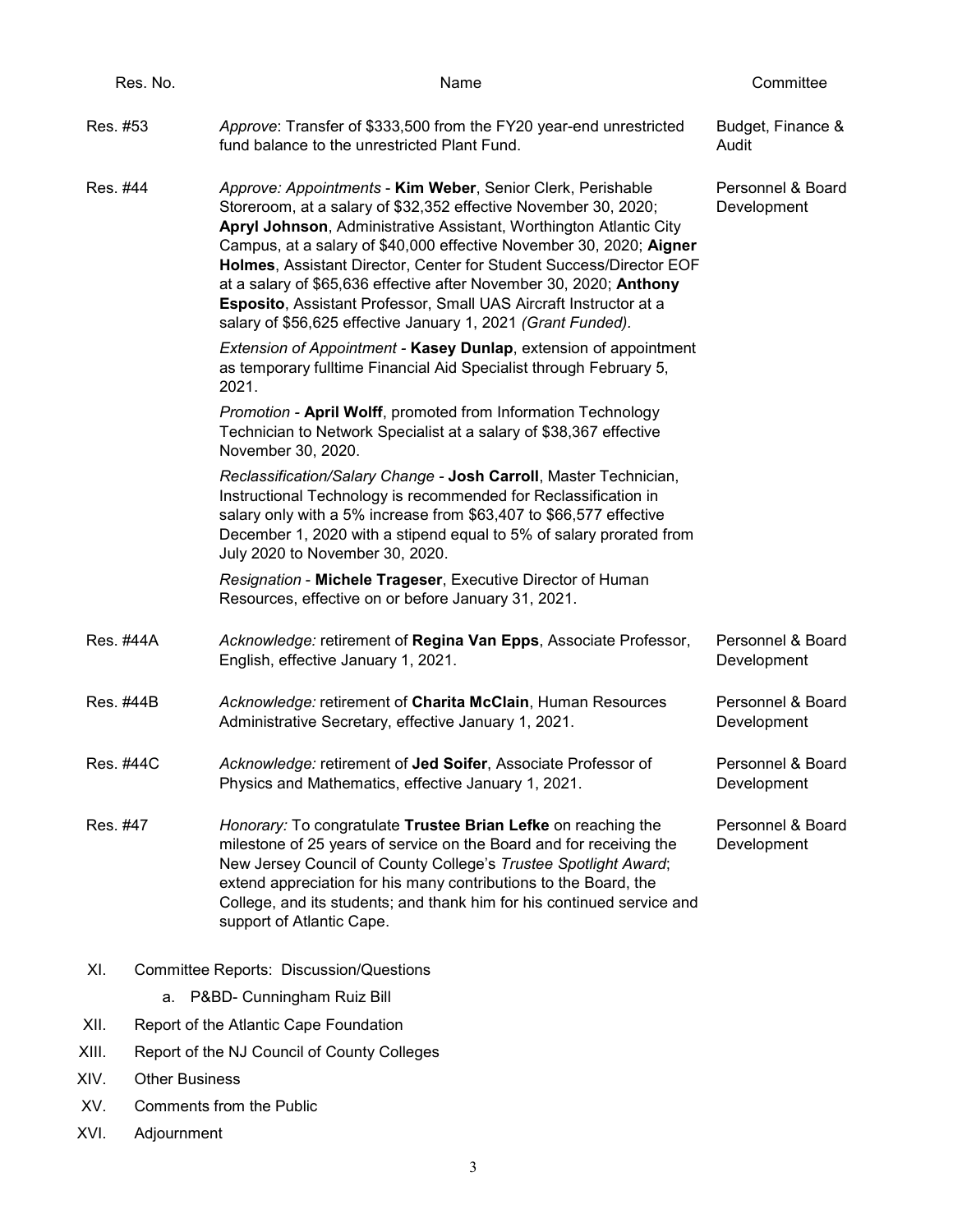| Res. No. | Name | Committee |
|---|---|---|
| Res. #53 | *Approve*: Transfer of $333,500 from the FY20 year-end unrestricted fund balance to the unrestricted Plant Fund. | Budget, Finance & Audit |
| Res. #44 | *Approve: Appointments* - **Kim Weber**, Senior Clerk, Perishable Storeroom, at a salary of $32,352 effective November 30, 2020; **Apryl Johnson**, Administrative Assistant, Worthington Atlantic City Campus, at a salary of $40,000 effective November 30, 2020; **Aigner Holmes**, Assistant Director, Center for Student Success/Director EOF at a salary of $65,636 effective after November 30, 2020; **Anthony Esposito**, Assistant Professor, Small UAS Aircraft Instructor at a salary of $56,625 effective January 1, 2021 *(Grant Funded).*<br><br>*Extension of Appointment* - **Kasey Dunlap**, extension of appointment as temporary fulltime Financial Aid Specialist through February 5, 2021.<br><br>*Promotion* - **April Wolff**, promoted from Information Technology Technician to Network Specialist at a salary of $38,367 effective November 30, 2020.<br><br>*Reclassification/Salary Change* - **Josh Carroll**, Master Technician, Instructional Technology is recommended for Reclassification in salary only with a 5% increase from $63,407 to $66,577 effective December 1, 2020 with a stipend equal to 5% of salary prorated from July 2020 to November 30, 2020.<br><br>*Resignation* - **Michele Trageser**, Executive Director of Human Resources, effective on or before January 31, 2021. | Personnel & Board Development |
| Res. #44A | *Acknowledge:* retirement of **Regina Van Epps**, Associate Professor, English, effective January 1, 2021. | Personnel & Board Development |
| Res. #44B | *Acknowledge:* retirement of **Charita McClain**, Human Resources Administrative Secretary, effective January 1, 2021. | Personnel & Board Development |
| Res. #44C | *Acknowledge:* retirement of **Jed Soifer**, Associate Professor of Physics and Mathematics, effective January 1, 2021. | Personnel & Board Development |
| Res. #47 | *Honorary:* To congratulate **Trustee Brian Lefke** on reaching the milestone of 25 years of service on the Board and for receiving the New Jersey Council of County College's *Trustee Spotlight Award*; extend appreciation for his many contributions to the Board, the College, and its students; and thank him for his continued service and support of Atlantic Cape. | Personnel & Board Development |

XI. Committee Reports: Discussion/Questions

  a. P&BD- Cunningham Ruiz Bill

XII. Report of the Atlantic Cape Foundation

XIII. Report of the NJ Council of County Colleges

XIV. Other Business

XV. Comments from the Public

XVI. Adjournment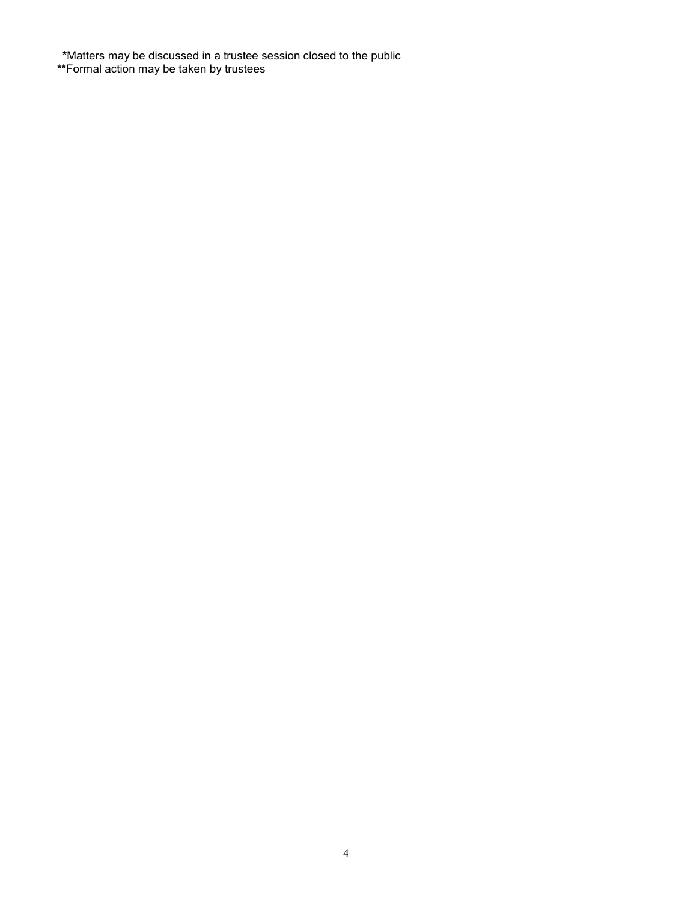*Matters may be discussed in a trustee session closed to the public
**Formal action may be taken by trustees